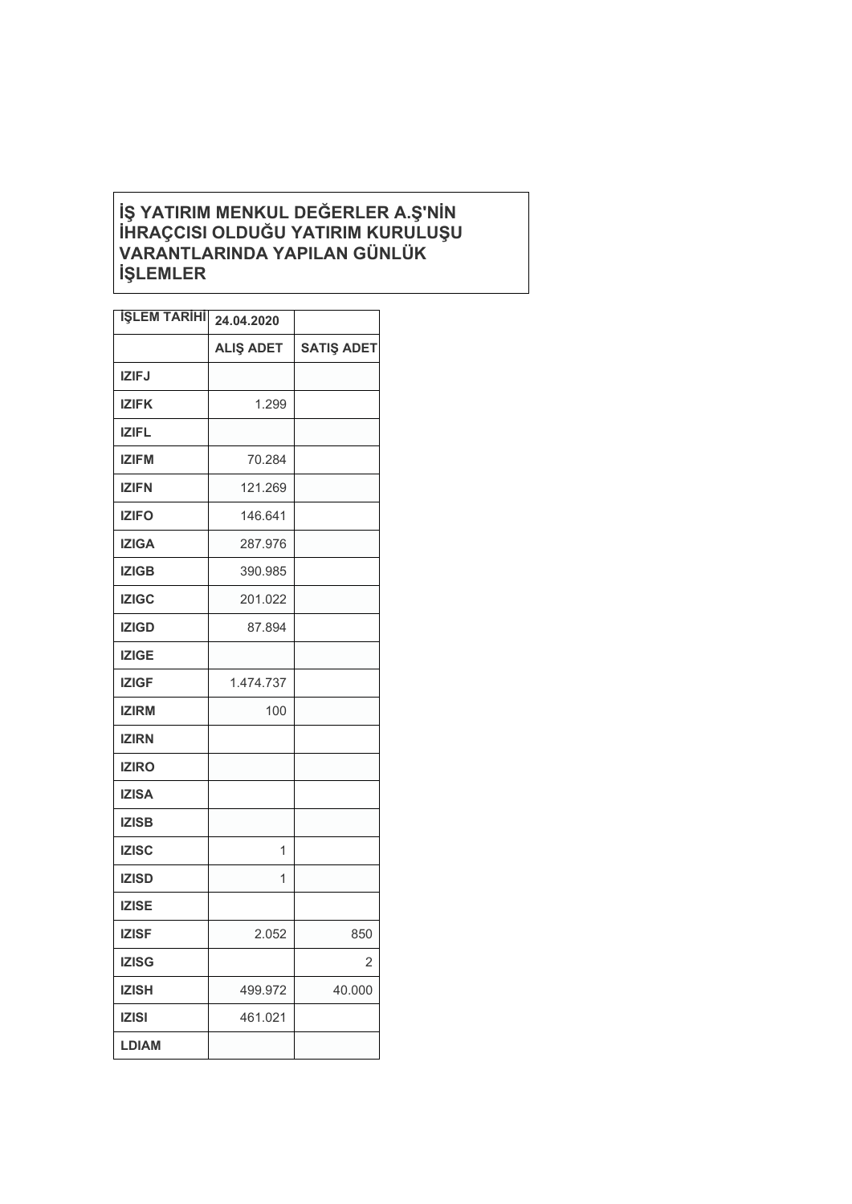# İŞ YATIRIM MENKUL DEĞERLER A.Ş'NİN İHRAÇCISI OLDUĞU YATIRIM KURULUŞU VARANTLARINDA YAPILAN GÜNLÜK İŞLEMLER

| İŞLEM TARİHİ | 24.04.2020 | |
|---|---|---|
| | ALIŞ ADET | SATIŞ ADET |
| IZIFJ | | |
| IZIFK | 1.299 | |
| IZIFL | | |
| IZIFM | 70.284 | |
| IZIFN | 121.269 | |
| IZIFO | 146.641 | |
| IZIGA | 287.976 | |
| IZIGB | 390.985 | |
| IZIGC | 201.022 | |
| IZIGD | 87.894 | |
| IZIGE | | |
| IZIGF | 1.474.737 | |
| IZIRM | 100 | |
| IZIRN | | |
| IZIRO | | |
| IZISA | | |
| IZISB | | |
| IZISC | 1 | |
| IZISD | 1 | |
| IZISE | | |
| IZISF | 2.052 | 850 |
| IZISG | | 2 |
| IZISH | 499.972 | 40.000 |
| IZISI | 461.021 | |
| LDIAM | | |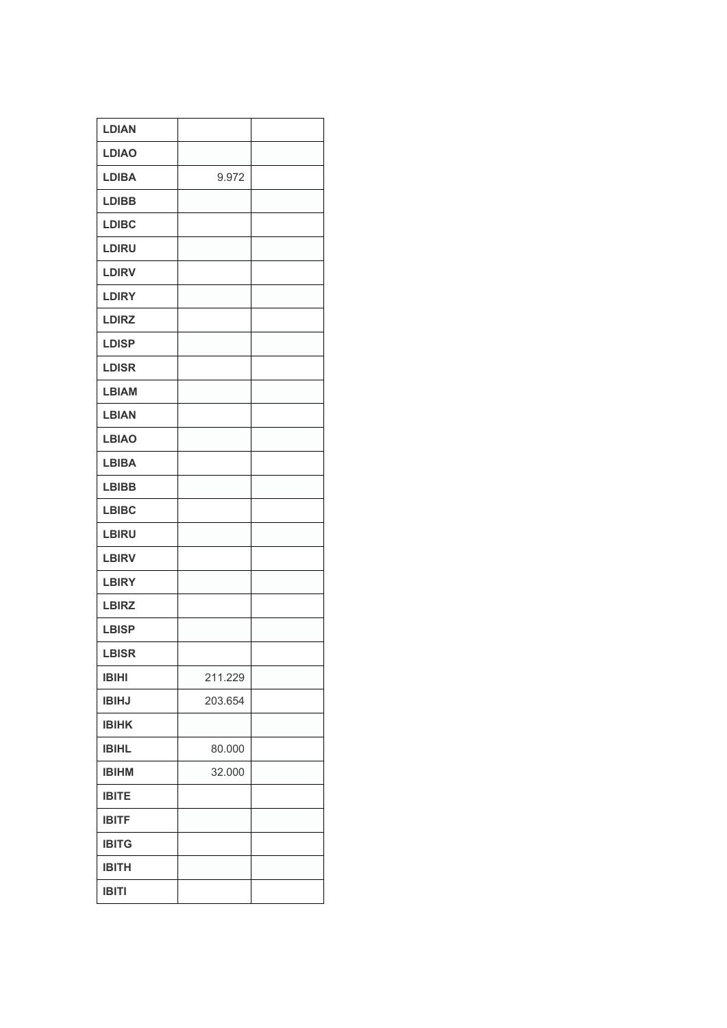| | | |
|---|---|---|
| **LDIAN** | | |
| **LDIAO** | | |
| **LDIBA** | 9.972 | |
| **LDIBB** | | |
| **LDIBC** | | |
| **LDIRU** | | |
| **LDIRV** | | |
| **LDIRY** | | |
| **LDIRZ** | | |
| **LDISP** | | |
| **LDISR** | | |
| **LBIAM** | | |
| **LBIAN** | | |
| **LBIAO** | | |
| **LBIBA** | | |
| **LBIBB** | | |
| **LBIBC** | | |
| **LBIRU** | | |
| **LBIRV** | | |
| **LBIRY** | | |
| **LBIRZ** | | |
| **LBISP** | | |
| **LBISR** | | |
| **IBIHI** | 211.229 | |
| **IBIHJ** | 203.654 | |
| **IBIHK** | | |
| **IBIHL** | 80.000 | |
| **IBIHM** | 32.000 | |
| **IBITE** | | |
| **IBITF** | | |
| **IBITG** | | |
| **IBITH** | | |
| **IBITI** | | |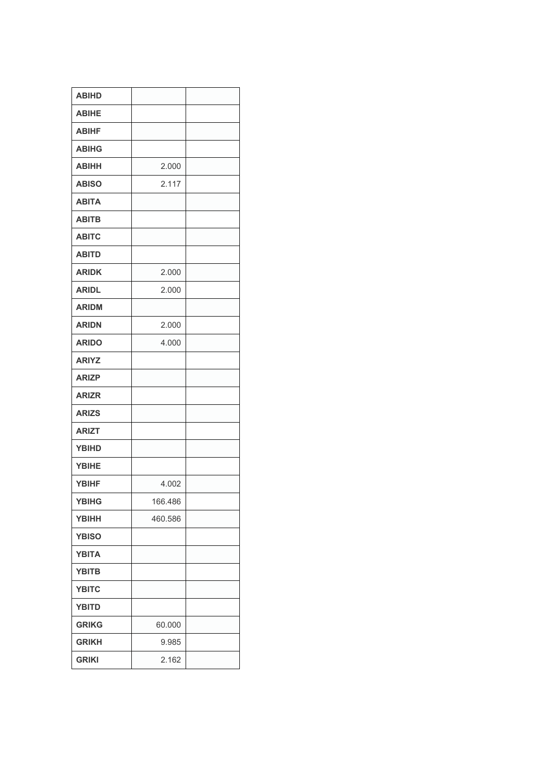| | | |
|---|---|---|
| **ABIHD** | | |
| **ABIHE** | | |
| **ABIHF** | | |
| **ABIHG** | | |
| **ABIHH** | 2.000 | |
| **ABISO** | 2.117 | |
| **ABITA** | | |
| **ABITB** | | |
| **ABITC** | | |
| **ABITD** | | |
| **ARIDK** | 2.000 | |
| **ARIDL** | 2.000 | |
| **ARIDM** | | |
| **ARIDN** | 2.000 | |
| **ARIDO** | 4.000 | |
| **ARIYZ** | | |
| **ARIZP** | | |
| **ARIZR** | | |
| **ARIZS** | | |
| **ARIZT** | | |
| **YBIHD** | | |
| **YBIHE** | | |
| **YBIHF** | 4.002 | |
| **YBIHG** | 166.486 | |
| **YBIHH** | 460.586 | |
| **YBISO** | | |
| **YBITA** | | |
| **YBITB** | | |
| **YBITC** | | |
| **YBITD** | | |
| **GRIKG** | 60.000 | |
| **GRIKH** | 9.985 | |
| **GRIKI** | 2.162 | |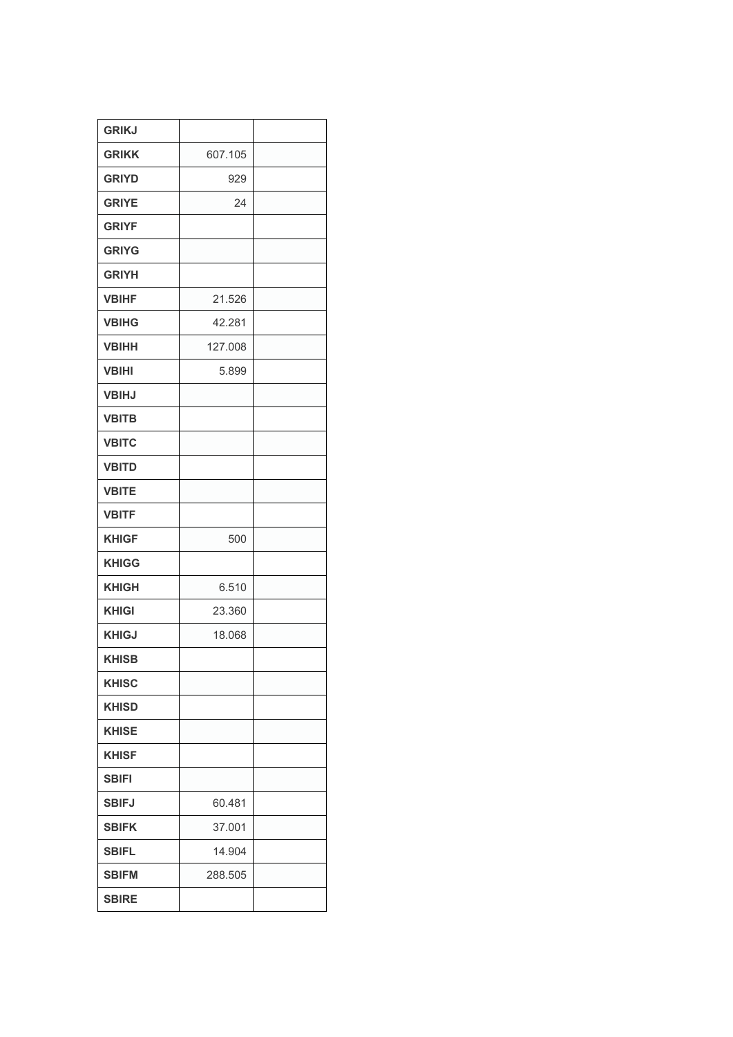| GRIKJ | | |
|---|---|---|
| GRIKK | 607.105 | |
| GRIYD | 929 | |
| GRIYE | 24 | |
| GRIYF | | |
| GRIYG | | |
| GRIYH | | |
| VBIHF | 21.526 | |
| VBIHG | 42.281 | |
| VBIHH | 127.008 | |
| VBIHI | 5.899 | |
| VBIHJ | | |
| VBITB | | |
| VBITC | | |
| VBITD | | |
| VBITE | | |
| VBITF | | |
| KHIGF | 500 | |
| KHIGG | | |
| KHIGH | 6.510 | |
| KHIGI | 23.360 | |
| KHIGJ | 18.068 | |
| KHISB | | |
| KHISC | | |
| KHISD | | |
| KHISE | | |
| KHISF | | |
| SBIFI | | |
| SBIFJ | 60.481 | |
| SBIFK | 37.001 | |
| SBIFL | 14.904 | |
| SBIFM | 288.505 | |
| SBIRE | | |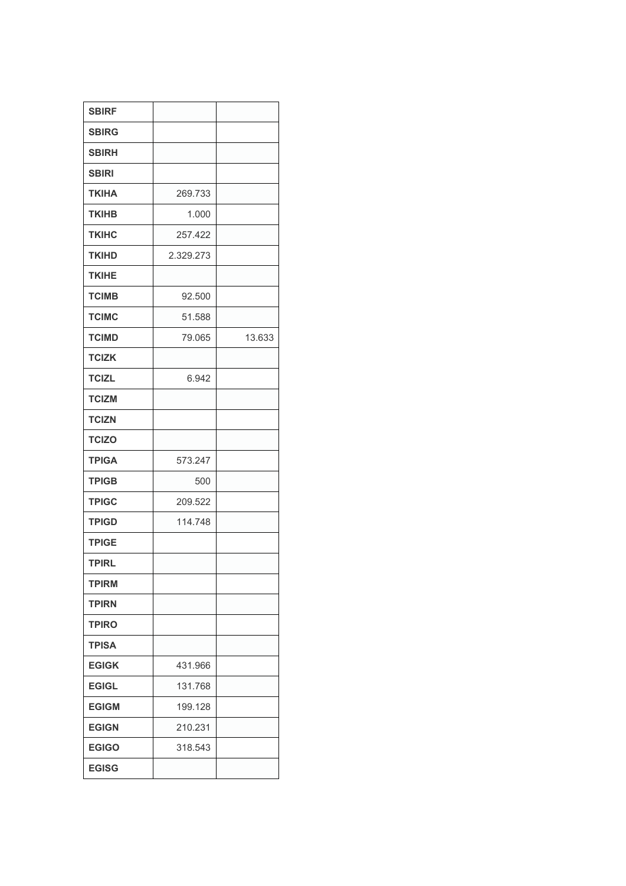| | | |
|---|---|---|
| **SBIRF** | | |
| **SBIRG** | | |
| **SBIRH** | | |
| **SBIRI** | | |
| **TKIHA** | 269.733 | |
| **TKIHB** | 1.000 | |
| **TKIHC** | 257.422 | |
| **TKIHD** | 2.329.273 | |
| **TKIHE** | | |
| **TCIMB** | 92.500 | |
| **TCIMC** | 51.588 | |
| **TCIMD** | 79.065 | 13.633 |
| **TCIZK** | | |
| **TCIZL** | 6.942 | |
| **TCIZM** | | |
| **TCIZN** | | |
| **TCIZO** | | |
| **TPIGA** | 573.247 | |
| **TPIGB** | 500 | |
| **TPIGC** | 209.522 | |
| **TPIGD** | 114.748 | |
| **TPIGE** | | |
| **TPIRL** | | |
| **TPIRM** | | |
| **TPIRN** | | |
| **TPIRO** | | |
| **TPISA** | | |
| **EGIGK** | 431.966 | |
| **EGIGL** | 131.768 | |
| **EGIGM** | 199.128 | |
| **EGIGN** | 210.231 | |
| **EGIGO** | 318.543 | |
| **EGISG** | | |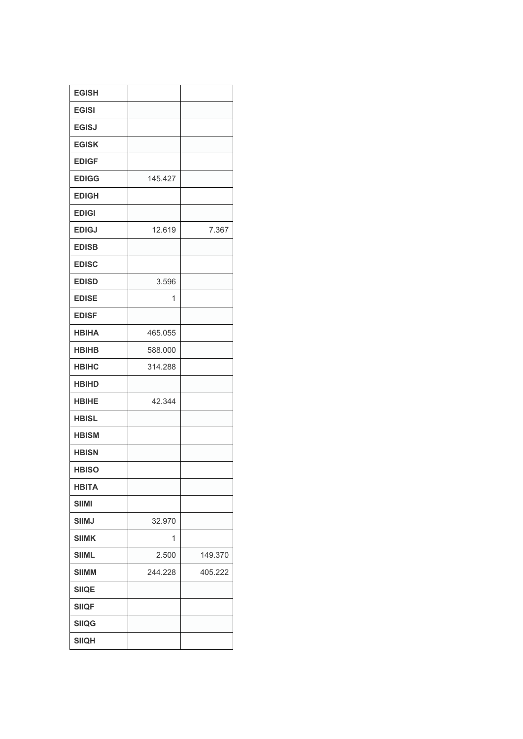| EGISH | | |
|---|---|---|
| EGISI | | |
| EGISJ | | |
| EGISK | | |
| EDIGF | | |
| EDIGG | 145.427 | |
| EDIGH | | |
| EDIGI | | |
| EDIGJ | 12.619 | 7.367 |
| EDISB | | |
| EDISC | | |
| EDISD | 3.596 | |
| EDISE | 1 | |
| EDISF | | |
| HBIHA | 465.055 | |
| HBIHB | 588.000 | |
| HBIHC | 314.288 | |
| HBIHD | | |
| HBIHE | 42.344 | |
| HBISL | | |
| HBISM | | |
| HBISN | | |
| HBISO | | |
| HBITA | | |
| SIIMI | | |
| SIIMJ | 32.970 | |
| SIIMK | 1 | |
| SIIML | 2.500 | 149.370 |
| SIIMM | 244.228 | 405.222 |
| SIIQE | | |
| SIIQF | | |
| SIIQG | | |
| SIIQH | | |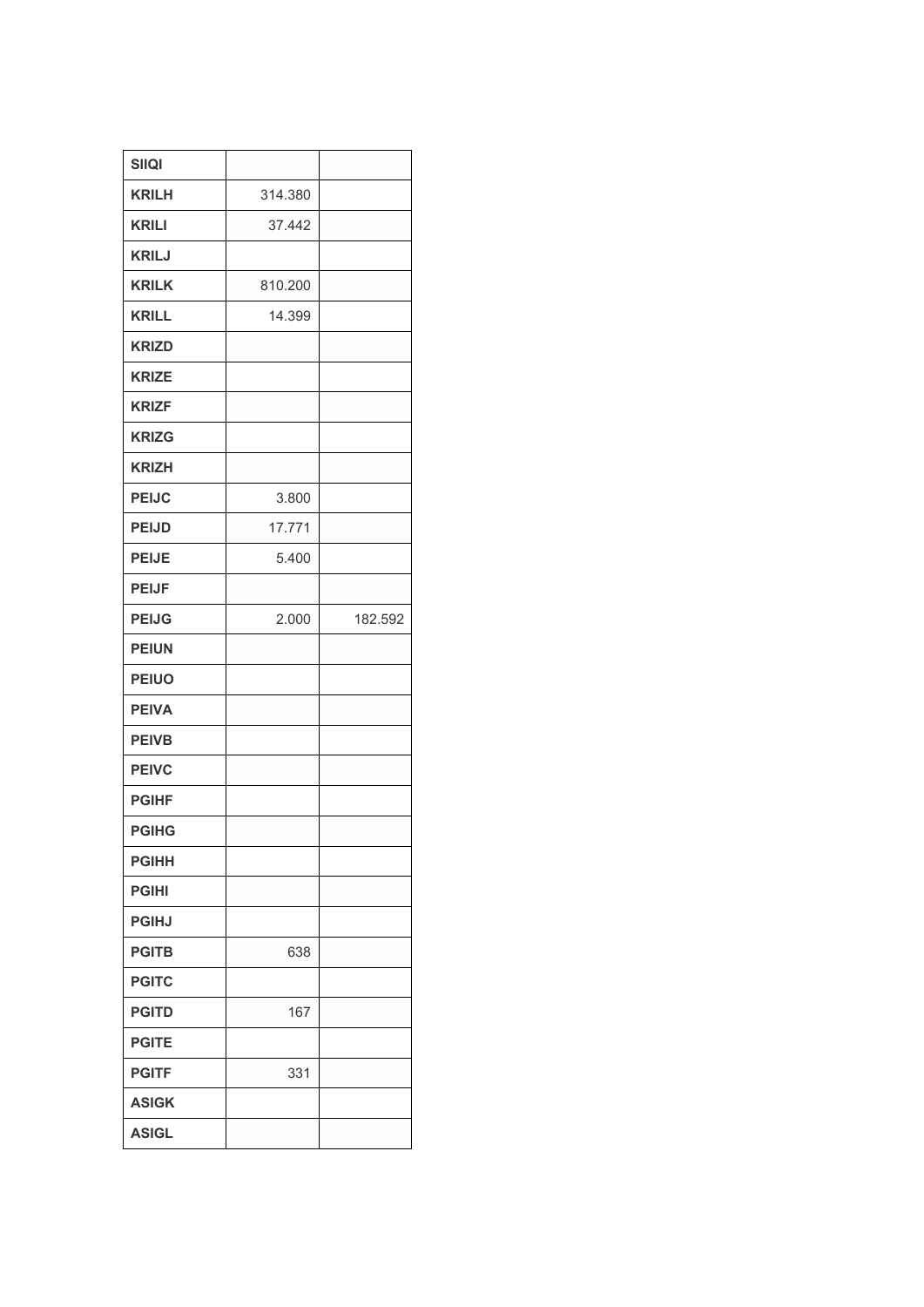| | | |
|---|---|---|
| **SIIQI** | | |
| **KRILH** | 314.380 | |
| **KRILI** | 37.442 | |
| **KRILJ** | | |
| **KRILK** | 810.200 | |
| **KRILL** | 14.399 | |
| **KRIZD** | | |
| **KRIZE** | | |
| **KRIZF** | | |
| **KRIZG** | | |
| **KRIZH** | | |
| **PEIJC** | 3.800 | |
| **PEIJD** | 17.771 | |
| **PEIJE** | 5.400 | |
| **PEIJF** | | |
| **PEIJG** | 2.000 | 182.592 |
| **PEIUN** | | |
| **PEIUO** | | |
| **PEIVA** | | |
| **PEIVB** | | |
| **PEIVC** | | |
| **PGIHF** | | |
| **PGIHG** | | |
| **PGIHH** | | |
| **PGIHI** | | |
| **PGIHJ** | | |
| **PGITB** | 638 | |
| **PGITC** | | |
| **PGITD** | 167 | |
| **PGITE** | | |
| **PGITF** | 331 | |
| **ASIGK** | | |
| **ASIGL** | | |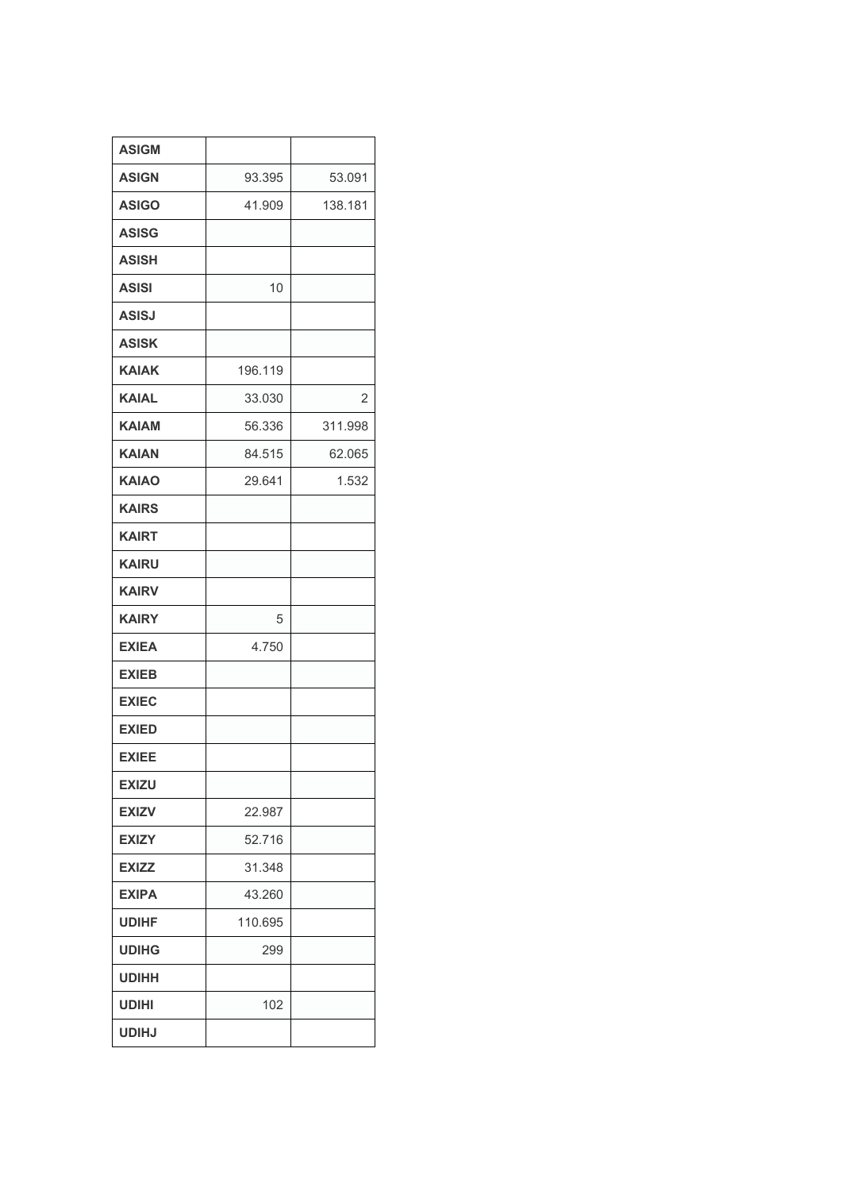| | | |
|---|---|---|
| **ASIGM** | | |
| **ASIGN** | 93.395 | 53.091 |
| **ASIGO** | 41.909 | 138.181 |
| **ASISG** | | |
| **ASISH** | | |
| **ASISI** | 10 | |
| **ASISJ** | | |
| **ASISK** | | |
| **KAIAK** | 196.119 | |
| **KAIAL** | 33.030 | 2 |
| **KAIAM** | 56.336 | 311.998 |
| **KAIAN** | 84.515 | 62.065 |
| **KAIAO** | 29.641 | 1.532 |
| **KAIRS** | | |
| **KAIRT** | | |
| **KAIRU** | | |
| **KAIRV** | | |
| **KAIRY** | 5 | |
| **EXIEA** | 4.750 | |
| **EXIEB** | | |
| **EXIEC** | | |
| **EXIED** | | |
| **EXIEE** | | |
| **EXIZU** | | |
| **EXIZV** | 22.987 | |
| **EXIZY** | 52.716 | |
| **EXIZZ** | 31.348 | |
| **EXIPA** | 43.260 | |
| **UDIHF** | 110.695 | |
| **UDIHG** | 299 | |
| **UDIHH** | | |
| **UDIHI** | 102 | |
| **UDIHJ** | | |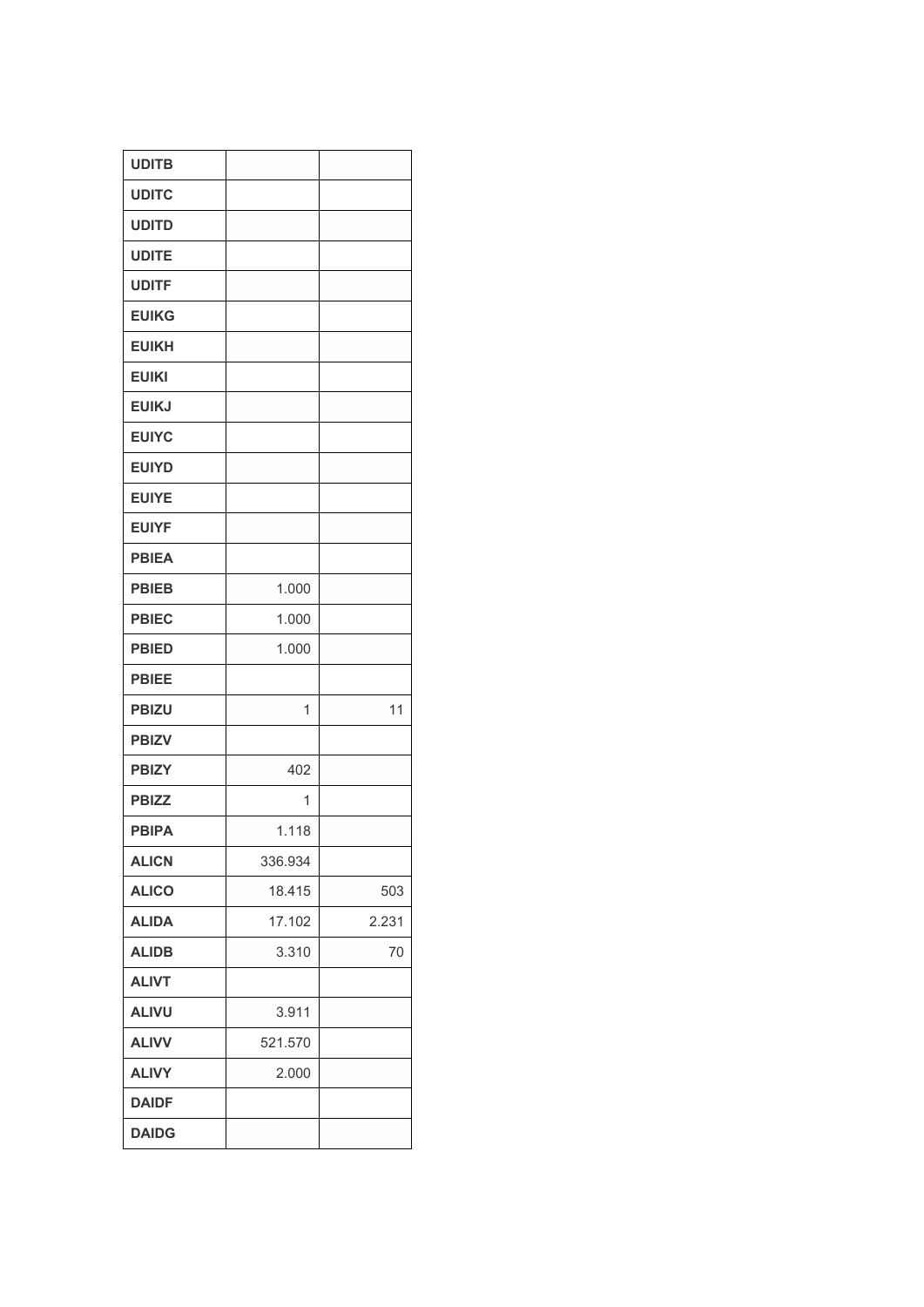| UDITB | | |
|---|---|---|
| UDITC | | |
| UDITD | | |
| UDITE | | |
| UDITF | | |
| EUIKG | | |
| EUIKH | | |
| EUIKI | | |
| EUIKJ | | |
| EUIYC | | |
| EUIYD | | |
| EUIYE | | |
| EUIYF | | |
| PBIEA | | |
| PBIEB | 1.000 | |
| PBIEC | 1.000 | |
| PBIED | 1.000 | |
| PBIEE | | |
| PBIZU | 1 | 11 |
| PBIZV | | |
| PBIZY | 402 | |
| PBIZZ | 1 | |
| PBIPA | 1.118 | |
| ALICN | 336.934 | |
| ALICO | 18.415 | 503 |
| ALIDA | 17.102 | 2.231 |
| ALIDB | 3.310 | 70 |
| ALIVT | | |
| ALIVU | 3.911 | |
| ALIVV | 521.570 | |
| ALIVY | 2.000 | |
| DAIDF | | |
| DAIDG | | |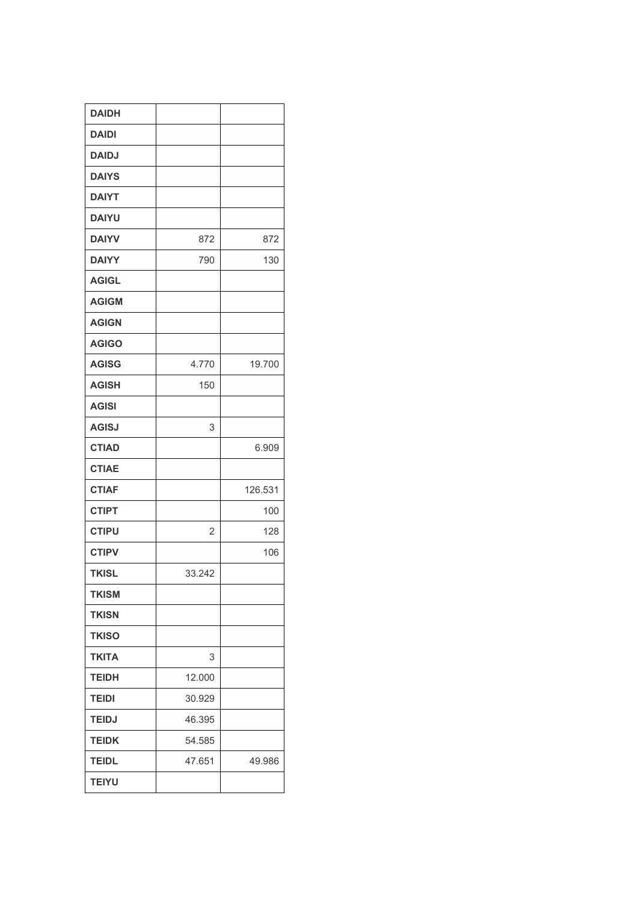| | | |
|---|---|---|
| **DAIDH** | | |
| **DAIDI** | | |
| **DAIDJ** | | |
| **DAIYS** | | |
| **DAIYT** | | |
| **DAIYU** | | |
| **DAIYV** | 872 | 872 |
| **DAIYY** | 790 | 130 |
| **AGIGL** | | |
| **AGIGM** | | |
| **AGIGN** | | |
| **AGIGO** | | |
| **AGISG** | 4.770 | 19.700 |
| **AGISH** | 150 | |
| **AGISI** | | |
| **AGISJ** | 3 | |
| **CTIAD** | | 6.909 |
| **CTIAE** | | |
| **CTIAF** | | 126.531 |
| **CTIPT** | | 100 |
| **CTIPU** | 2 | 128 |
| **CTIPV** | | 106 |
| **TKISL** | 33.242 | |
| **TKISM** | | |
| **TKISN** | | |
| **TKISO** | | |
| **TKITA** | 3 | |
| **TEIDH** | 12.000 | |
| **TEIDI** | 30.929 | |
| **TEIDJ** | 46.395 | |
| **TEIDK** | 54.585 | |
| **TEIDL** | 47.651 | 49.986 |
| **TEIYU** | | |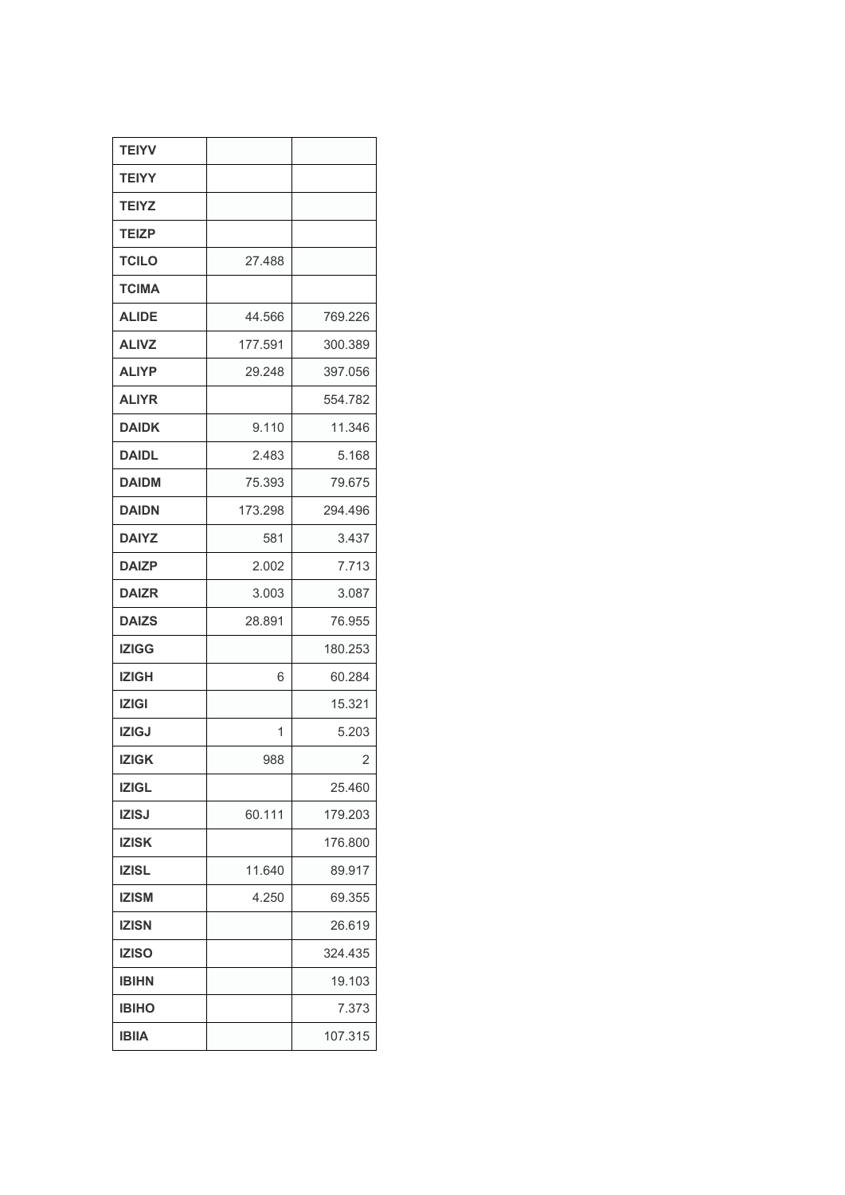| | | |
|---|---|---|
| **TEIYV** | | |
| **TEIYY** | | |
| **TEIYZ** | | |
| **TEIZP** | | |
| **TCILO** | 27.488 | |
| **TCIMA** | | |
| **ALIDE** | 44.566 | 769.226 |
| **ALIVZ** | 177.591 | 300.389 |
| **ALIYP** | 29.248 | 397.056 |
| **ALIYR** | | 554.782 |
| **DAIDK** | 9.110 | 11.346 |
| **DAIDL** | 2.483 | 5.168 |
| **DAIDM** | 75.393 | 79.675 |
| **DAIDN** | 173.298 | 294.496 |
| **DAIYZ** | 581 | 3.437 |
| **DAIZP** | 2.002 | 7.713 |
| **DAIZR** | 3.003 | 3.087 |
| **DAIZS** | 28.891 | 76.955 |
| **IZIGG** | | 180.253 |
| **IZIGH** | 6 | 60.284 |
| **IZIGI** | | 15.321 |
| **IZIGJ** | 1 | 5.203 |
| **IZIGK** | 988 | 2 |
| **IZIGL** | | 25.460 |
| **IZISJ** | 60.111 | 179.203 |
| **IZISK** | | 176.800 |
| **IZISL** | 11.640 | 89.917 |
| **IZISM** | 4.250 | 69.355 |
| **IZISN** | | 26.619 |
| **IZISO** | | 324.435 |
| **IBIHN** | | 19.103 |
| **IBIHO** | | 7.373 |
| **IBIIA** | | 107.315 |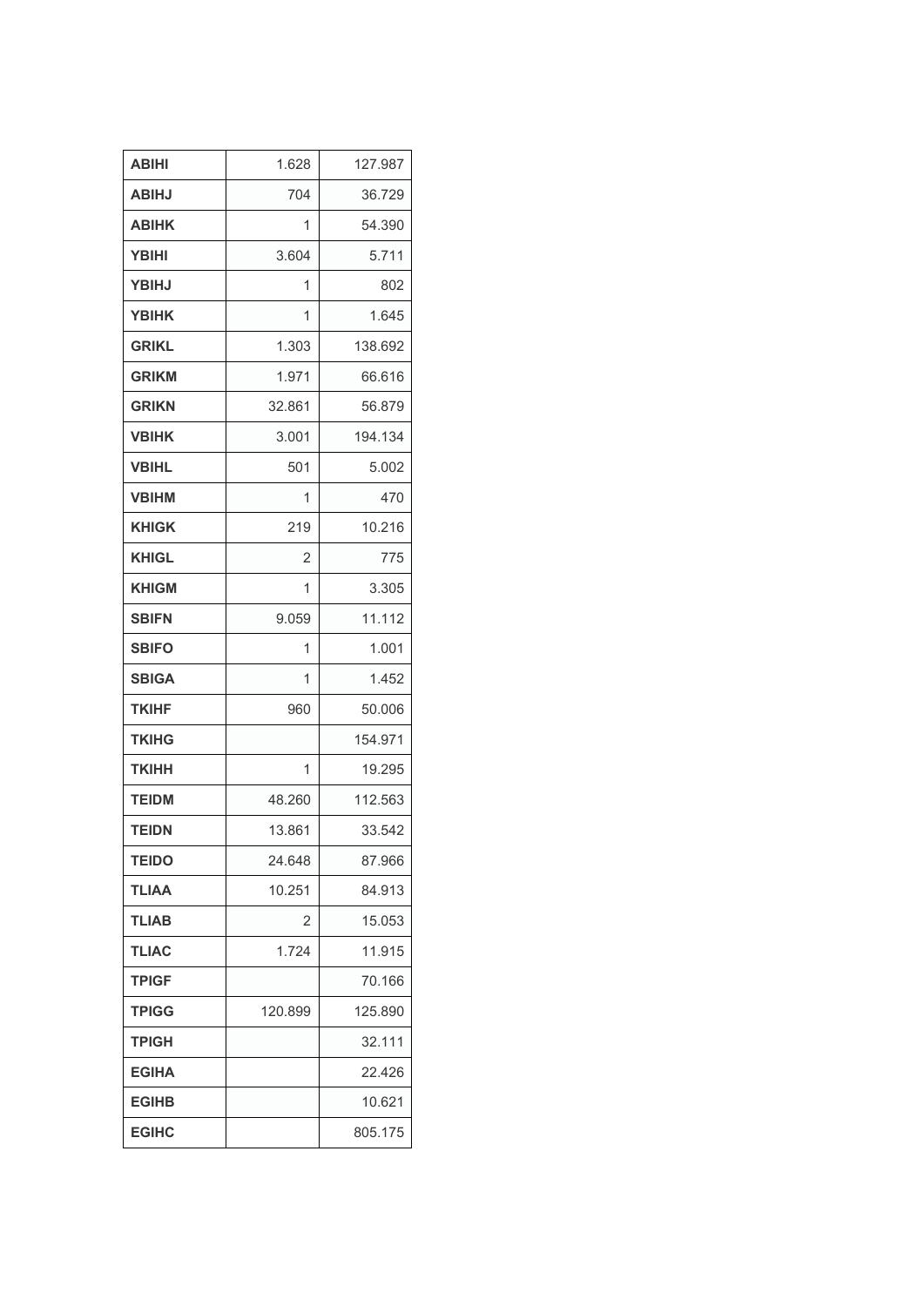| ABIHI | 1.628 | 127.987 |
|---|---|---|
| ABIHJ | 704 | 36.729 |
| ABIHK | 1 | 54.390 |
| YBIHI | 3.604 | 5.711 |
| YBIHJ | 1 | 802 |
| YBIHK | 1 | 1.645 |
| GRIKL | 1.303 | 138.692 |
| GRIKM | 1.971 | 66.616 |
| GRIKN | 32.861 | 56.879 |
| VBIHK | 3.001 | 194.134 |
| VBIHL | 501 | 5.002 |
| VBIHM | 1 | 470 |
| KHIGK | 219 | 10.216 |
| KHIGL | 2 | 775 |
| KHIGM | 1 | 3.305 |
| SBIFN | 9.059 | 11.112 |
| SBIFO | 1 | 1.001 |
| SBIGA | 1 | 1.452 |
| TKIHF | 960 | 50.006 |
| TKIHG | | 154.971 |
| TKIHH | 1 | 19.295 |
| TEIDM | 48.260 | 112.563 |
| TEIDN | 13.861 | 33.542 |
| TEIDO | 24.648 | 87.966 |
| TLIAA | 10.251 | 84.913 |
| TLIAB | 2 | 15.053 |
| TLIAC | 1.724 | 11.915 |
| TPIGF | | 70.166 |
| TPIGG | 120.899 | 125.890 |
| TPIGH | | 32.111 |
| EGIHA | | 22.426 |
| EGIHB | | 10.621 |
| EGIHC | | 805.175 |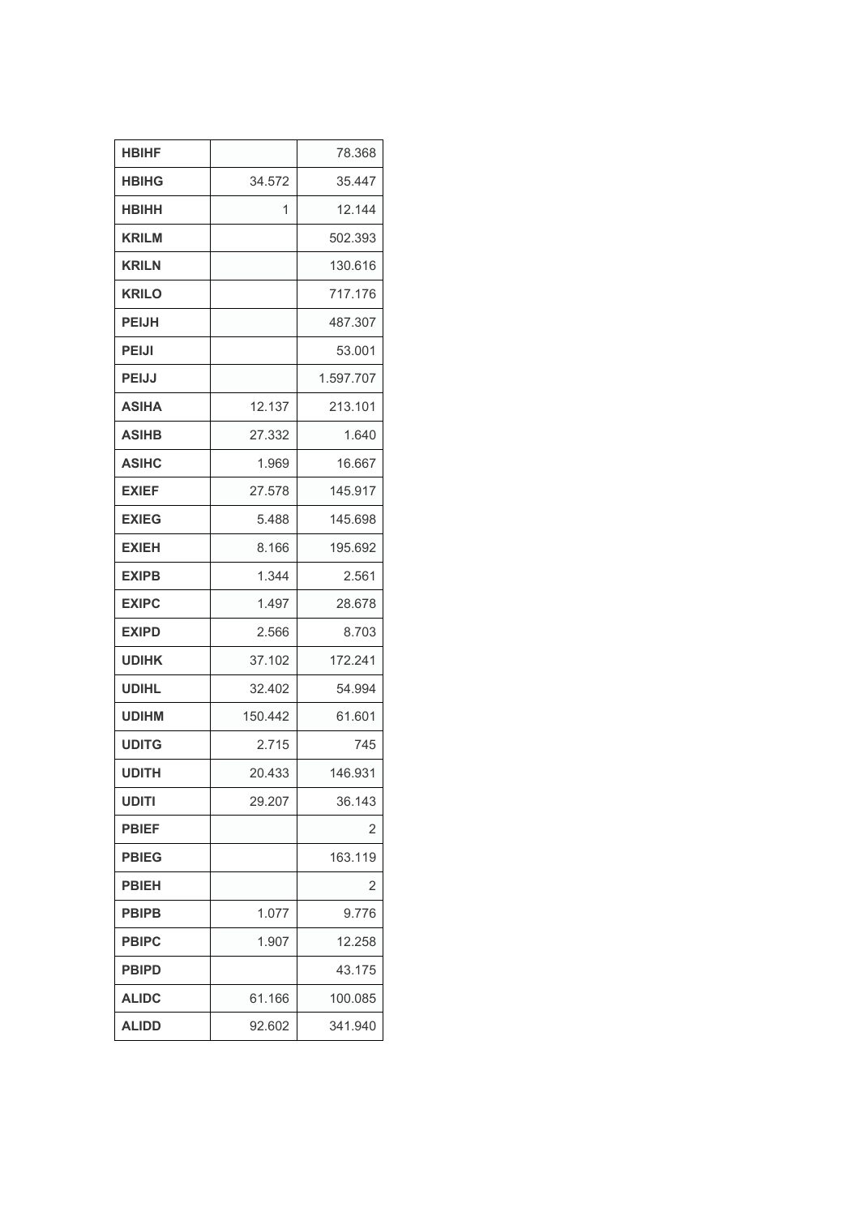| | | |
|---|---|---|
| **HBIHF** | | 78.368 |
| **HBIHG** | 34.572 | 35.447 |
| **HBIHH** | 1 | 12.144 |
| **KRILM** | | 502.393 |
| **KRILN** | | 130.616 |
| **KRILO** | | 717.176 |
| **PEIJH** | | 487.307 |
| **PEIJI** | | 53.001 |
| **PEIJJ** | | 1.597.707 |
| **ASIHA** | 12.137 | 213.101 |
| **ASIHB** | 27.332 | 1.640 |
| **ASIHC** | 1.969 | 16.667 |
| **EXIEF** | 27.578 | 145.917 |
| **EXIEG** | 5.488 | 145.698 |
| **EXIEH** | 8.166 | 195.692 |
| **EXIPB** | 1.344 | 2.561 |
| **EXIPC** | 1.497 | 28.678 |
| **EXIPD** | 2.566 | 8.703 |
| **UDIHK** | 37.102 | 172.241 |
| **UDIHL** | 32.402 | 54.994 |
| **UDIHM** | 150.442 | 61.601 |
| **UDITG** | 2.715 | 745 |
| **UDITH** | 20.433 | 146.931 |
| **UDITI** | 29.207 | 36.143 |
| **PBIEF** | | 2 |
| **PBIEG** | | 163.119 |
| **PBIEH** | | 2 |
| **PBIPB** | 1.077 | 9.776 |
| **PBIPC** | 1.907 | 12.258 |
| **PBIPD** | | 43.175 |
| **ALIDC** | 61.166 | 100.085 |
| **ALIDD** | 92.602 | 341.940 |